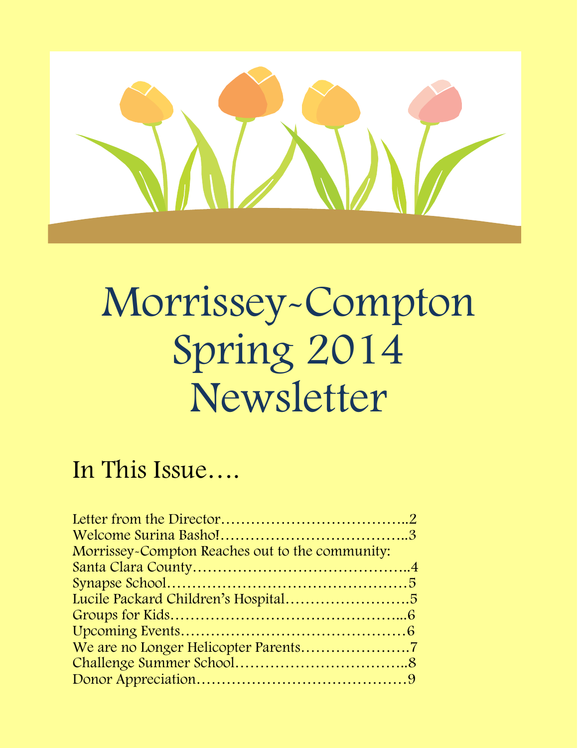# Morrissey~Compton Spring 2014 Newsletter

## In This Issue….

Letter from the Director……………………………..2
Welcome Surina Basho!……………………………..3
Morrissey-Compton Reaches out to the community:
Santa Clara County……………………………………..4
Synapse School…………………………………………5
Lucile Packard Children's Hospital……………………5
Groups for Kids………………………………………...6
Upcoming Events………………………………………6
We are no Longer Helicopter Parents…………………7
Challenge Summer School……………………………..8
Donor Appreciation……………………………………9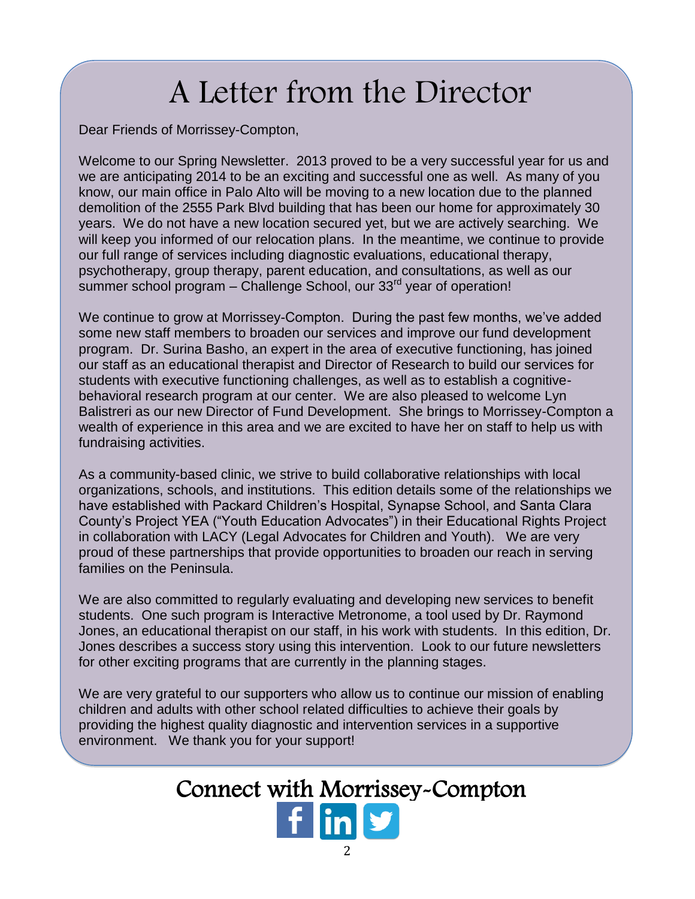# A Letter from the Director

Dear Friends of Morrissey-Compton,

Welcome to our Spring Newsletter. 2013 proved to be a very successful year for us and we are anticipating 2014 to be an exciting and successful one as well. As many of you know, our main office in Palo Alto will be moving to a new location due to the planned demolition of the 2555 Park Blvd building that has been our home for approximately 30 years. We do not have a new location secured yet, but we are actively searching. We will keep you informed of our relocation plans. In the meantime, we continue to provide our full range of services including diagnostic evaluations, educational therapy, psychotherapy, group therapy, parent education, and consultations, as well as our summer school program – Challenge School, our 33rd year of operation!

We continue to grow at Morrissey-Compton. During the past few months, we've added some new staff members to broaden our services and improve our fund development program. Dr. Surina Basho, an expert in the area of executive functioning, has joined our staff as an educational therapist and Director of Research to build our services for students with executive functioning challenges, as well as to establish a cognitive-behavioral research program at our center. We are also pleased to welcome Lyn Balistreri as our new Director of Fund Development. She brings to Morrissey-Compton a wealth of experience in this area and we are excited to have her on staff to help us with fundraising activities.

As a community-based clinic, we strive to build collaborative relationships with local organizations, schools, and institutions. This edition details some of the relationships we have established with Packard Children's Hospital, Synapse School, and Santa Clara County's Project YEA ("Youth Education Advocates") in their Educational Rights Project in collaboration with LACY (Legal Advocates for Children and Youth). We are very proud of these partnerships that provide opportunities to broaden our reach in serving families on the Peninsula.

We are also committed to regularly evaluating and developing new services to benefit students. One such program is Interactive Metronome, a tool used by Dr. Raymond Jones, an educational therapist on our staff, in his work with students. In this edition, Dr. Jones describes a success story using this intervention. Look to our future newsletters for other exciting programs that are currently in the planning stages.

We are very grateful to our supporters who allow us to continue our mission of enabling children and adults with other school related difficulties to achieve their goals by providing the highest quality diagnostic and intervention services in a supportive environment. We thank you for your support!

## Connect with Morrissey-Compton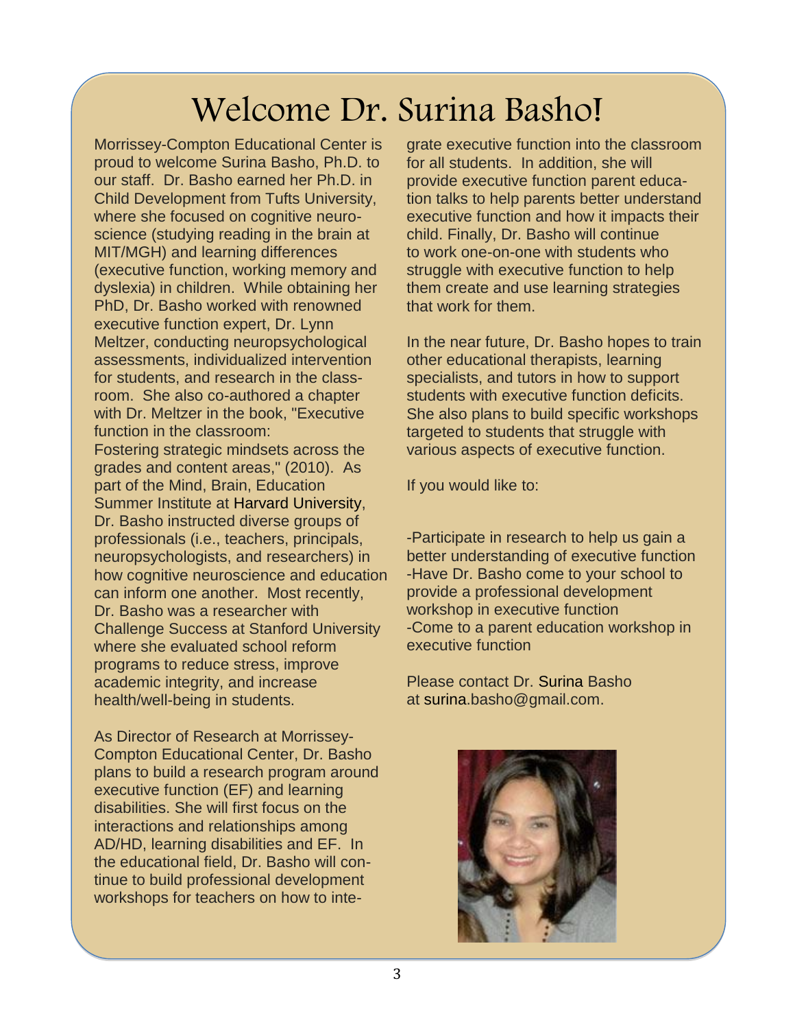# Welcome Dr. Surina Basho!

Morrissey-Compton Educational Center is proud to welcome Surina Basho, Ph.D. to our staff. Dr. Basho earned her Ph.D. in Child Development from Tufts University, where she focused on cognitive neuroscience (studying reading in the brain at MIT/MGH) and learning differences (executive function, working memory and dyslexia) in children. While obtaining her PhD, Dr. Basho worked with renowned executive function expert, Dr. Lynn Meltzer, conducting neuropsychological assessments, individualized intervention for students, and research in the classroom. She also co-authored a chapter with Dr. Meltzer in the book, "Executive function in the classroom: Fostering strategic mindsets across the grades and content areas," (2010). As part of the Mind, Brain, Education Summer Institute at Harvard University, Dr. Basho instructed diverse groups of professionals (i.e., teachers, principals, neuropsychologists, and researchers) in how cognitive neuroscience and education can inform one another. Most recently, Dr. Basho was a researcher with Challenge Success at Stanford University where she evaluated school reform programs to reduce stress, improve academic integrity, and increase health/well-being in students.

As Director of Research at Morrissey-Compton Educational Center, Dr. Basho plans to build a research program around executive function (EF) and learning disabilities. She will first focus on the interactions and relationships among AD/HD, learning disabilities and EF. In the educational field, Dr. Basho will continue to build professional development workshops for teachers on how to integrate executive function into the classroom for all students. In addition, she will provide executive function parent education talks to help parents better understand executive function and how it impacts their child. Finally, Dr. Basho will continue to work one-on-one with students who struggle with executive function to help them create and use learning strategies that work for them.

In the near future, Dr. Basho hopes to train other educational therapists, learning specialists, and tutors in how to support students with executive function deficits. She also plans to build specific workshops targeted to students that struggle with various aspects of executive function.

If you would like to:

-Participate in research to help us gain a better understanding of executive function
-Have Dr. Basho come to your school to provide a professional development workshop in executive function
-Come to a parent education workshop in executive function

Please contact Dr. Surina Basho at surina.basho@gmail.com.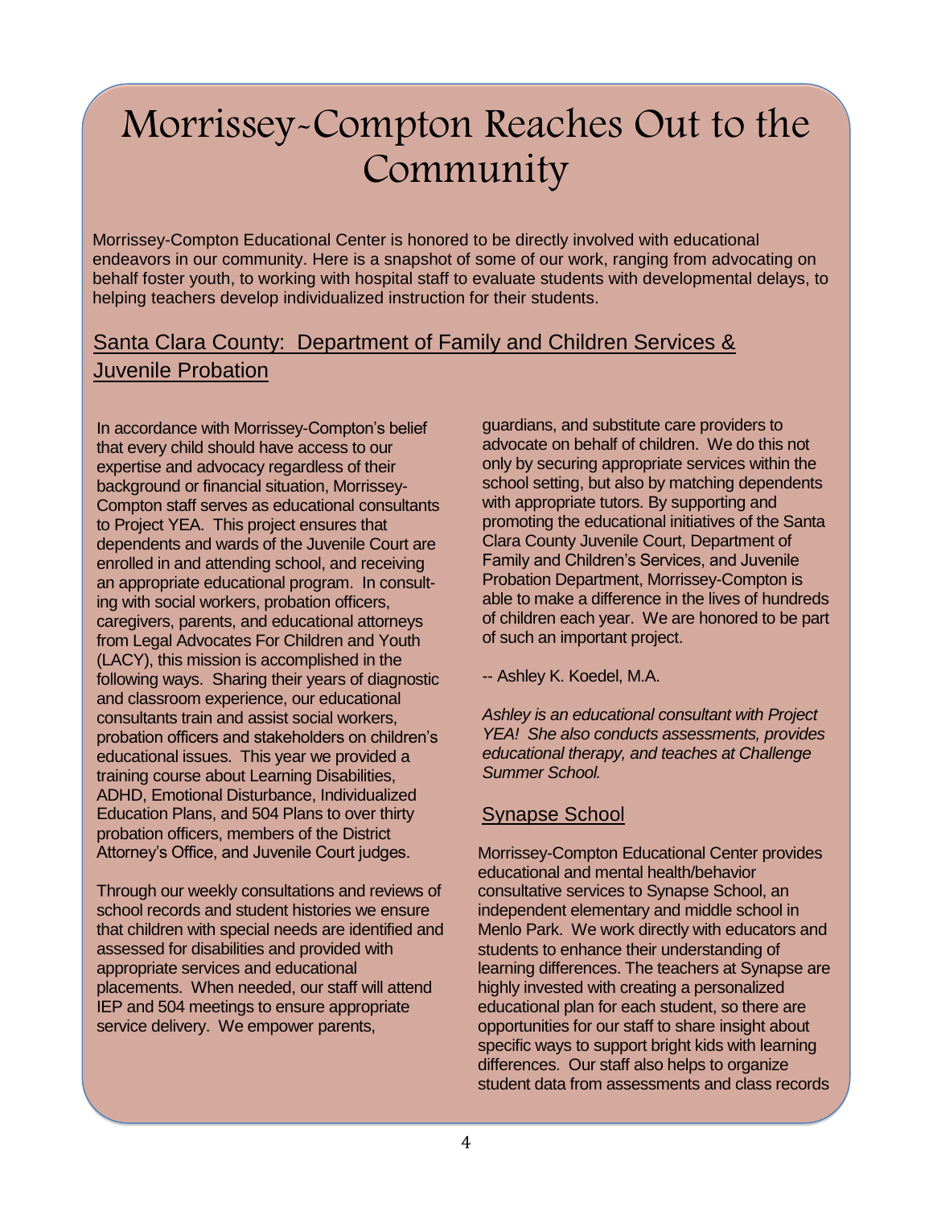# Morrissey-Compton Reaches Out to the Community

Morrissey-Compton Educational Center is honored to be directly involved with educational endeavors in our community. Here is a snapshot of some of our work, ranging from advocating on behalf foster youth, to working with hospital staff to evaluate students with developmental delays, to helping teachers develop individualized instruction for their students.

## Santa Clara County: Department of Family and Children Services & Juvenile Probation

In accordance with Morrissey-Compton's belief that every child should have access to our expertise and advocacy regardless of their background or financial situation, Morrissey-Compton staff serves as educational consultants to Project YEA. This project ensures that dependents and wards of the Juvenile Court are enrolled in and attending school, and receiving an appropriate educational program. In consulting with social workers, probation officers, caregivers, parents, and educational attorneys from Legal Advocates For Children and Youth (LACY), this mission is accomplished in the following ways. Sharing their years of diagnostic and classroom experience, our educational consultants train and assist social workers, probation officers and stakeholders on children's educational issues. This year we provided a training course about Learning Disabilities, ADHD, Emotional Disturbance, Individualized Education Plans, and 504 Plans to over thirty probation officers, members of the District Attorney's Office, and Juvenile Court judges.

Through our weekly consultations and reviews of school records and student histories we ensure that children with special needs are identified and assessed for disabilities and provided with appropriate services and educational placements. When needed, our staff will attend IEP and 504 meetings to ensure appropriate service delivery. We empower parents, guardians, and substitute care providers to advocate on behalf of children. We do this not only by securing appropriate services within the school setting, but also by matching dependents with appropriate tutors. By supporting and promoting the educational initiatives of the Santa Clara County Juvenile Court, Department of Family and Children's Services, and Juvenile Probation Department, Morrissey-Compton is able to make a difference in the lives of hundreds of children each year. We are honored to be part of such an important project.

-- Ashley K. Koedel, M.A.

*Ashley is an educational consultant with Project YEA! She also conducts assessments, provides educational therapy, and teaches at Challenge Summer School.*

## Synapse School

Morrissey-Compton Educational Center provides educational and mental health/behavior consultative services to Synapse School, an independent elementary and middle school in Menlo Park. We work directly with educators and students to enhance their understanding of learning differences. The teachers at Synapse are highly invested with creating a personalized educational plan for each student, so there are opportunities for our staff to share insight about specific ways to support bright kids with learning differences. Our staff also helps to organize student data from assessments and class records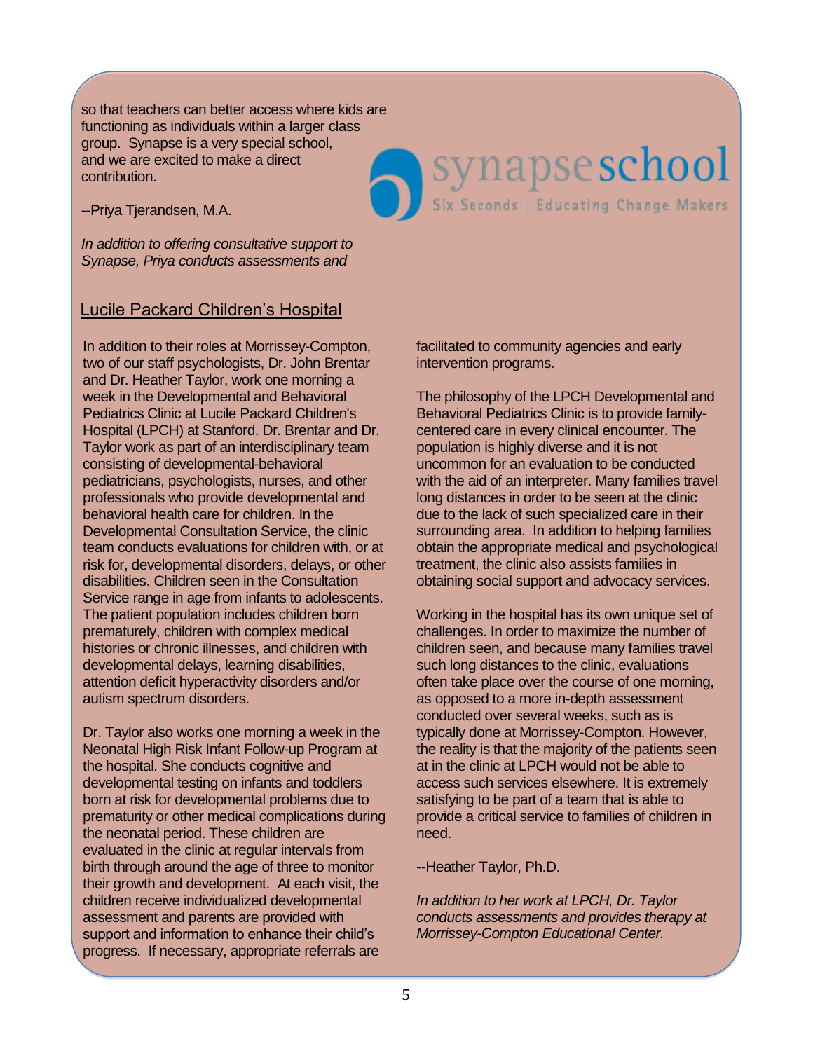so that teachers can better access where kids are functioning as individuals within a larger class group. Synapse is a very special school, and we are excited to make a direct contribution.

--Priya Tjerandsen, M.A.

*In addition to offering consultative support to Synapse, Priya conducts assessments and*

synapseschool

Six Seconds | Educating Change Makers

## Lucile Packard Children's Hospital

In addition to their roles at Morrissey-Compton, two of our staff psychologists, Dr. John Brentar and Dr. Heather Taylor, work one morning a week in the Developmental and Behavioral Pediatrics Clinic at Lucile Packard Children's Hospital (LPCH) at Stanford. Dr. Brentar and Dr. Taylor work as part of an interdisciplinary team consisting of developmental-behavioral pediatricians, psychologists, nurses, and other professionals who provide developmental and behavioral health care for children. In the Developmental Consultation Service, the clinic team conducts evaluations for children with, or at risk for, developmental disorders, delays, or other disabilities. Children seen in the Consultation Service range in age from infants to adolescents. The patient population includes children born prematurely, children with complex medical histories or chronic illnesses, and children with developmental delays, learning disabilities, attention deficit hyperactivity disorders and/or autism spectrum disorders.

Dr. Taylor also works one morning a week in the Neonatal High Risk Infant Follow-up Program at the hospital. She conducts cognitive and developmental testing on infants and toddlers born at risk for developmental problems due to prematurity or other medical complications during the neonatal period. These children are evaluated in the clinic at regular intervals from birth through around the age of three to monitor their growth and development. At each visit, the children receive individualized developmental assessment and parents are provided with support and information to enhance their child's progress. If necessary, appropriate referrals are facilitated to community agencies and early intervention programs.

The philosophy of the LPCH Developmental and Behavioral Pediatrics Clinic is to provide family-centered care in every clinical encounter. The population is highly diverse and it is not uncommon for an evaluation to be conducted with the aid of an interpreter. Many families travel long distances in order to be seen at the clinic due to the lack of such specialized care in their surrounding area. In addition to helping families obtain the appropriate medical and psychological treatment, the clinic also assists families in obtaining social support and advocacy services.

Working in the hospital has its own unique set of challenges. In order to maximize the number of children seen, and because many families travel such long distances to the clinic, evaluations often take place over the course of one morning, as opposed to a more in-depth assessment conducted over several weeks, such as is typically done at Morrissey-Compton. However, the reality is that the majority of the patients seen at in the clinic at LPCH would not be able to access such services elsewhere. It is extremely satisfying to be part of a team that is able to provide a critical service to families of children in need.

--Heather Taylor, Ph.D.

*In addition to her work at LPCH, Dr. Taylor conducts assessments and provides therapy at Morrissey-Compton Educational Center.*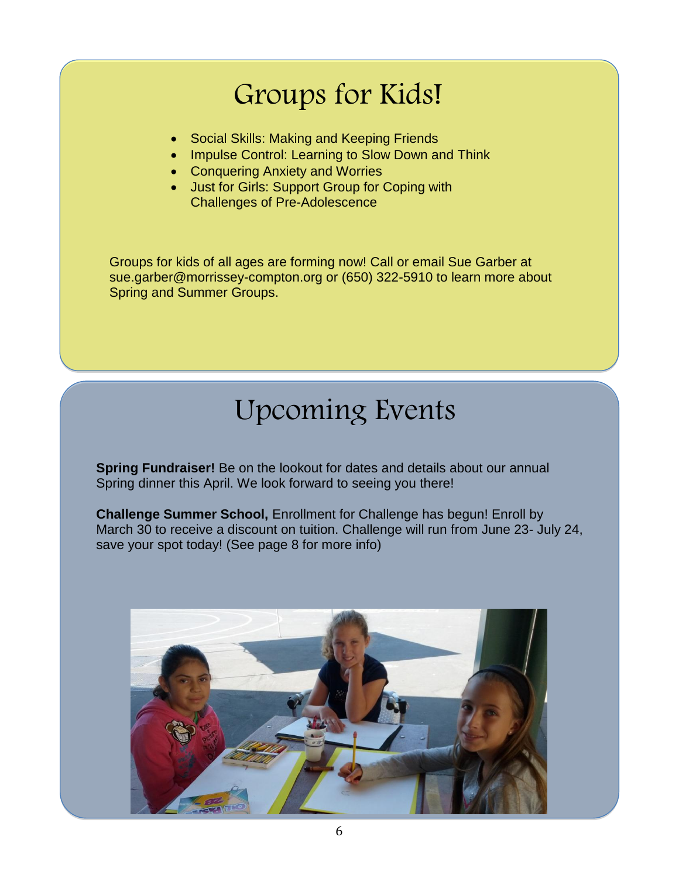# Groups for Kids!

- Social Skills: Making and Keeping Friends
- Impulse Control: Learning to Slow Down and Think
- Conquering Anxiety and Worries
- Just for Girls: Support Group for Coping with Challenges of Pre-Adolescence

Groups for kids of all ages are forming now! Call or email Sue Garber at sue.garber@morrissey-compton.org or (650) 322-5910 to learn more about Spring and Summer Groups.

# Upcoming Events

**Spring Fundraiser!** Be on the lookout for dates and details about our annual Spring dinner this April. We look forward to seeing you there!

**Challenge Summer School,** Enrollment for Challenge has begun! Enroll by March 30 to receive a discount on tuition. Challenge will run from June 23- July 24, save your spot today! (See page 8 for more info)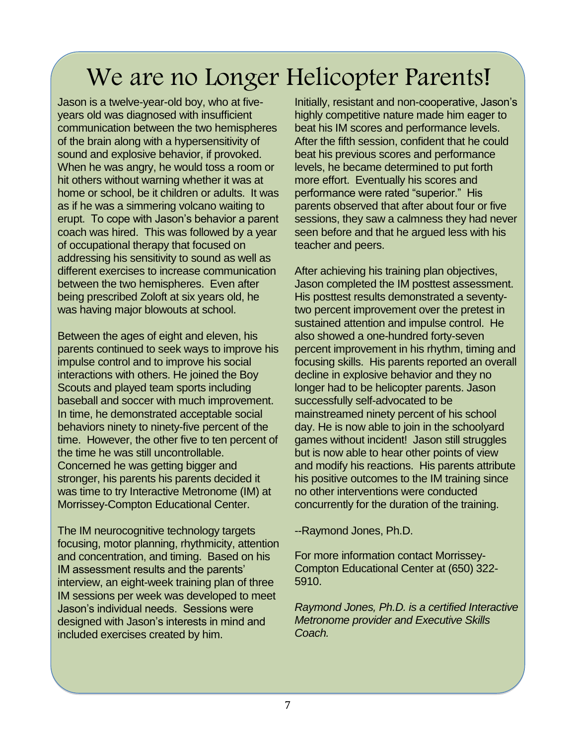# We are no Longer Helicopter Parents!

Jason is a twelve-year-old boy, who at five-years old was diagnosed with insufficient communication between the two hemispheres of the brain along with a hypersensitivity of sound and explosive behavior, if provoked. When he was angry, he would toss a room or hit others without warning whether it was at home or school, be it children or adults. It was as if he was a simmering volcano waiting to erupt. To cope with Jason's behavior a parent coach was hired. This was followed by a year of occupational therapy that focused on addressing his sensitivity to sound as well as different exercises to increase communication between the two hemispheres. Even after being prescribed Zoloft at six years old, he was having major blowouts at school.

Between the ages of eight and eleven, his parents continued to seek ways to improve his impulse control and to improve his social interactions with others. He joined the Boy Scouts and played team sports including baseball and soccer with much improvement. In time, he demonstrated acceptable social behaviors ninety to ninety-five percent of the time. However, the other five to ten percent of the time he was still uncontrollable. Concerned he was getting bigger and stronger, his parents his parents decided it was time to try Interactive Metronome (IM) at Morrissey-Compton Educational Center.

The IM neurocognitive technology targets focusing, motor planning, rhythmicity, attention and concentration, and timing. Based on his IM assessment results and the parents' interview, an eight-week training plan of three IM sessions per week was developed to meet Jason's individual needs. Sessions were designed with Jason's interests in mind and included exercises created by him.

Initially, resistant and non-cooperative, Jason's highly competitive nature made him eager to beat his IM scores and performance levels. After the fifth session, confident that he could beat his previous scores and performance levels, he became determined to put forth more effort. Eventually his scores and performance were rated "superior." His parents observed that after about four or five sessions, they saw a calmness they had never seen before and that he argued less with his teacher and peers.

After achieving his training plan objectives, Jason completed the IM posttest assessment. His posttest results demonstrated a seventy-two percent improvement over the pretest in sustained attention and impulse control. He also showed a one-hundred forty-seven percent improvement in his rhythm, timing and focusing skills. His parents reported an overall decline in explosive behavior and they no longer had to be helicopter parents. Jason successfully self-advocated to be mainstreamed ninety percent of his school day. He is now able to join in the schoolyard games without incident! Jason still struggles but is now able to hear other points of view and modify his reactions. His parents attribute his positive outcomes to the IM training since no other interventions were conducted concurrently for the duration of the training.

--Raymond Jones, Ph.D.

For more information contact Morrissey-Compton Educational Center at (650) 322-5910.

*Raymond Jones, Ph.D. is a certified Interactive Metronome provider and Executive Skills Coach.*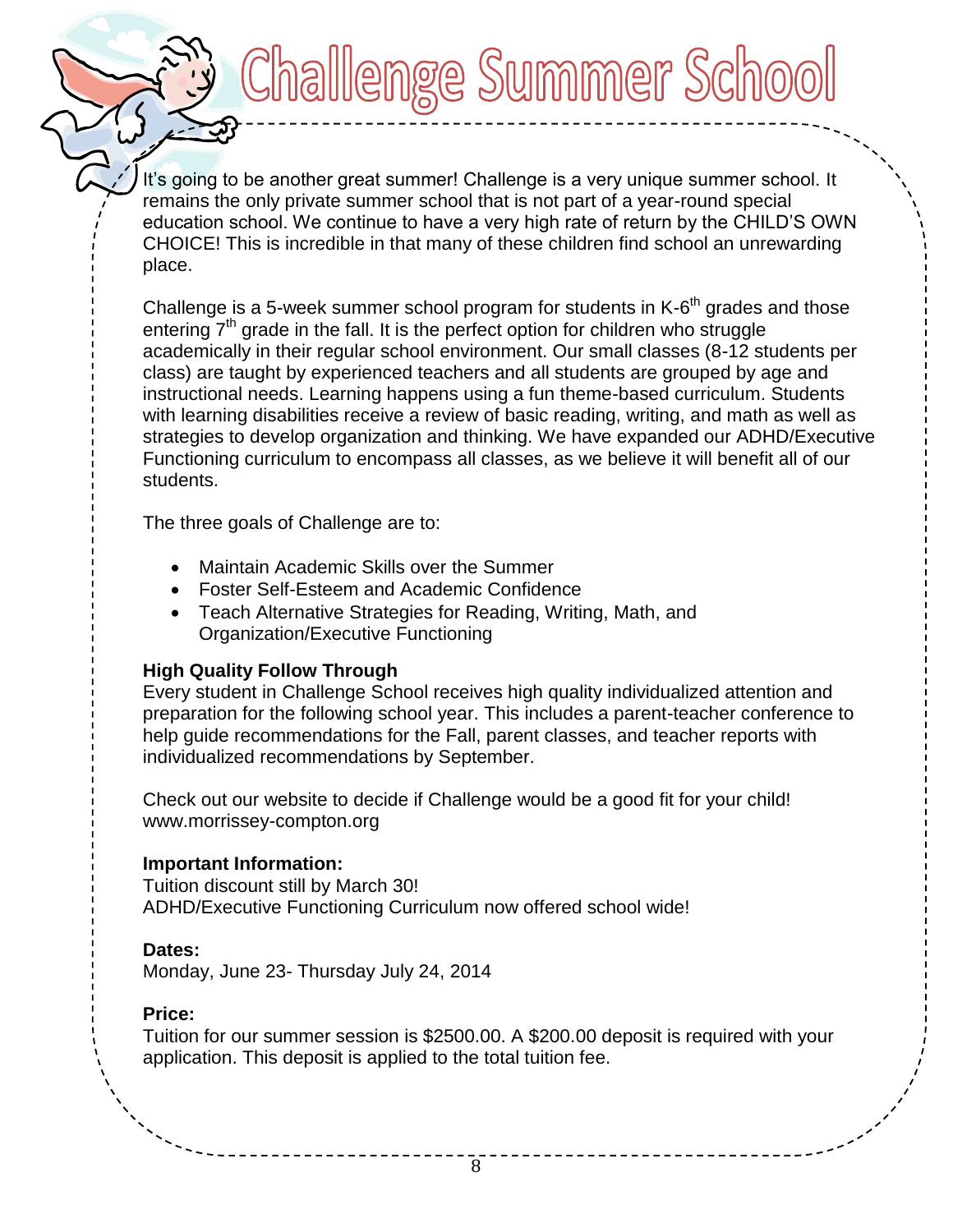# Challenge Summer School

It's going to be another great summer! Challenge is a very unique summer school. It remains the only private summer school that is not part of a year-round special education school. We continue to have a very high rate of return by the CHILD'S OWN CHOICE! This is incredible in that many of these children find school an unrewarding place.

Challenge is a 5-week summer school program for students in K-6th grades and those entering 7th grade in the fall. It is the perfect option for children who struggle academically in their regular school environment. Our small classes (8-12 students per class) are taught by experienced teachers and all students are grouped by age and instructional needs. Learning happens using a fun theme-based curriculum. Students with learning disabilities receive a review of basic reading, writing, and math as well as strategies to develop organization and thinking. We have expanded our ADHD/Executive Functioning curriculum to encompass all classes, as we believe it will benefit all of our students.

The three goals of Challenge are to:

- Maintain Academic Skills over the Summer
- Foster Self-Esteem and Academic Confidence
- Teach Alternative Strategies for Reading, Writing, Math, and Organization/Executive Functioning

**High Quality Follow Through**

Every student in Challenge School receives high quality individualized attention and preparation for the following school year. This includes a parent-teacher conference to help guide recommendations for the Fall, parent classes, and teacher reports with individualized recommendations by September.

Check out our website to decide if Challenge would be a good fit for your child!
www.morrissey-compton.org

**Important Information:**

Tuition discount still by March 30!
ADHD/Executive Functioning Curriculum now offered school wide!

**Dates:**

Monday, June 23- Thursday July 24, 2014

**Price:**

Tuition for our summer session is $2500.00. A $200.00 deposit is required with your application. This deposit is applied to the total tuition fee.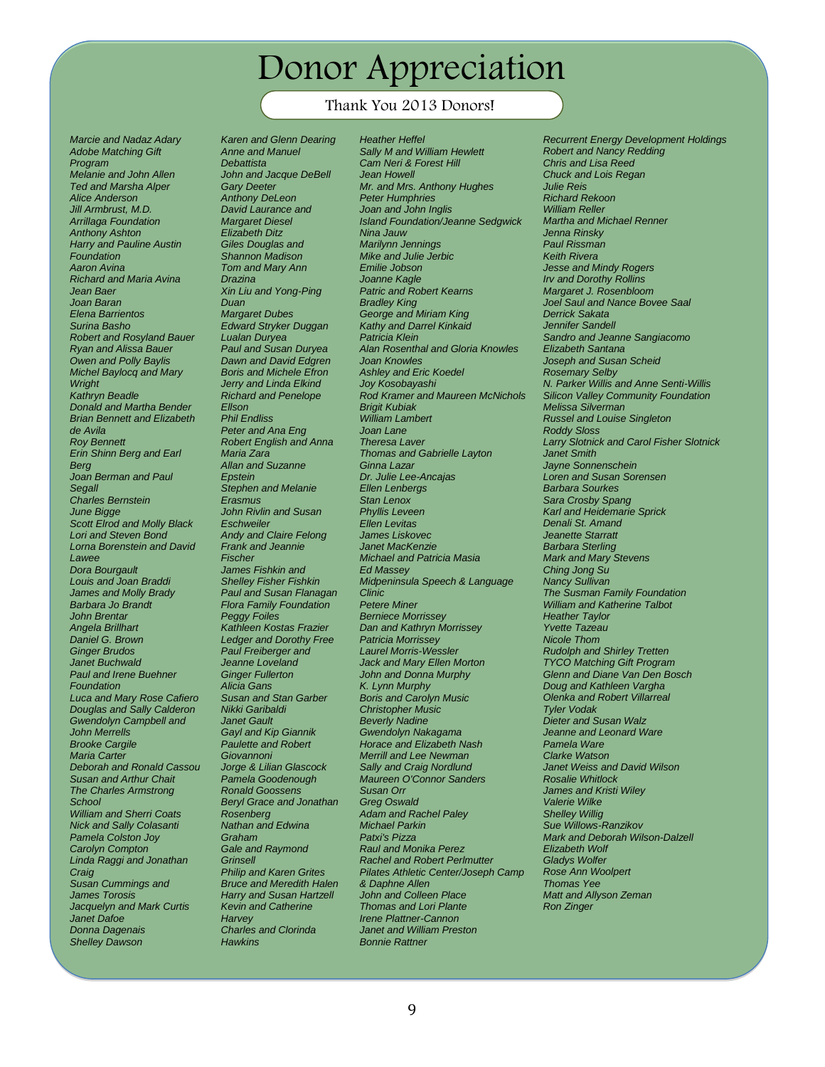# Donor Appreciation

## Thank You 2013 Donors!

*Marcie and Nadaz Adary*
*Adobe Matching Gift Program*
*Melanie and John Allen*
*Ted and Marsha Alper*
*Alice Anderson*
*Jill Armbrust, M.D.*
*Arrillaga Foundation*
*Anthony Ashton*
*Harry and Pauline Austin Foundation*
*Aaron Avina*
*Richard and Maria Avina*
*Jean Baer*
*Joan Baran*
*Elena Barrientos*
*Surina Basho*
*Robert and Rosyland Bauer*
*Ryan and Alissa Bauer*
*Owen and Polly Baylis*
*Michel Baylocq and Mary Wright*
*Kathryn Beadle*
*Donald and Martha Bender*
*Brian Bennett and Elizabeth de Avila*
*Roy Bennett*
*Erin Shinn Berg and Earl Berg*
*Joan Berman and Paul Segall*
*Charles Bernstein*
*June Bigge*
*Scott Elrod and Molly Black*
*Lori and Steven Bond*
*Lorna Borenstein and David Lawee*
*Dora Bourgault*
*Louis and Joan Braddi*
*James and Molly Brady*
*Barbara Jo Brandt*
*John Brentar*
*Angela Brillhart*
*Daniel G. Brown*
*Ginger Brudos*
*Janet Buchwald*
*Paul and Irene Buehner Foundation*
*Luca and Mary Rose Cafiero*
*Douglas and Sally Calderon*
*Gwendolyn Campbell and John Merrells*
*Brooke Cargile*
*Maria Carter*
*Deborah and Ronald Cassou*
*Susan and Arthur Chait*
*The Charles Armstrong School*
*William and Sherri Coats*
*Nick and Sally Colasanti*
*Pamela Colston Joy*
*Carolyn Compton*
*Linda Raggi and Jonathan Craig*
*Susan Cummings and James Torosis*
*Jacquelyn and Mark Curtis*
*Janet Dafoe*
*Donna Dagenais*
*Shelley Dawson*
*Karen and Glenn Dearing*
*Anne and Manuel Debattista*
*John and Jacque DeBell*
*Gary Deeter*
*Anthony DeLeon*
*David Laurance and Margaret Diesel*
*Elizabeth Ditz*
*Giles Douglas and Shannon Madison*
*Tom and Mary Ann Drazina*
*Xin Liu and Yong-Ping Duan*
*Margaret Dubes*
*Edward Stryker Duggan*
*Lualan Duryea*
*Paul and Susan Duryea*
*Dawn and David Edgren*
*Boris and Michele Efron*
*Jerry and Linda Elkind*
*Richard and Penelope Ellson*
*Phil Endliss*
*Peter and Ana Eng*
*Robert English and Anna Maria Zara*
*Allan and Suzanne Epstein*
*Stephen and Melanie Erasmus*
*John Rivlin and Susan Eschweiler*
*Andy and Claire Felong*
*Frank and Jeannie Fischer*
*James Fishkin and Shelley Fisher Fishkin*
*Paul and Susan Flanagan*
*Flora Family Foundation*
*Peggy Foiles*
*Kathleen Kostas Frazier*
*Ledger and Dorothy Free*
*Paul Freiberger and Jeanne Loveland*
*Ginger Fullerton*
*Alicia Gans*
*Susan and Stan Garber*
*Nikki Garibaldi*
*Janet Gault*
*Gayl and Kip Giannik*
*Paulette and Robert Giovannoni*
*Jorge & Lilian Glascock*
*Pamela Goodenough*
*Ronald Goossens*
*Beryl Grace and Jonathan Rosenberg*
*Nathan and Edwina Graham*
*Gale and Raymond Grinsell*
*Philip and Karen Grites*
*Bruce and Meredith Halen*
*Harry and Susan Hartzell*
*Kevin and Catherine Harvey*
*Charles and Clorinda Hawkins*
*Heather Heffel*
*Sally M and William Hewlett*
*Cam Neri & Forest Hill*
*Jean Howell*
*Mr. and Mrs. Anthony Hughes*
*Peter Humphries*
*Joan and John Inglis*
*Island Foundation/Jeanne Sedgwick*
*Nina Jauw*
*Marilynn Jennings*
*Mike and Julie Jerbic*
*Emilie Jobson*
*Joanne Kagle*
*Patric and Robert Kearns*
*Bradley King*
*George and Miriam King*
*Kathy and Darrel Kinkaid*
*Patricia Klein*
*Alan Rosenthal and Gloria Knowles*
*Joan Knowles*
*Ashley and Eric Koedel*
*Joy Kosobayashi*
*Rod Kramer and Maureen McNichols*
*Brigit Kubiak*
*William Lambert*
*Joan Lane*
*Theresa Laver*
*Thomas and Gabrielle Layton*
*Ginna Lazar*
*Dr. Julie Lee-Ancajas*
*Ellen Lenbergs*
*Stan Lenox*
*Phyllis Leveen*
*Ellen Levitas*
*James Liskovec*
*Janet MacKenzie*
*Michael and Patricia Masia*
*Ed Massey*
*Midpeninsula Speech & Language Clinic*
*Petere Miner*
*Berniece Morrissey*
*Dan and Kathryn Morrissey*
*Patricia Morrissey*
*Laurel Morris-Wessler*
*Jack and Mary Ellen Morton*
*John and Donna Murphy*
*K. Lynn Murphy*
*Boris and Carolyn Music*
*Christopher Music*
*Beverly Nadine*
*Gwendolyn Nakagama*
*Horace and Elizabeth Nash*
*Merrill and Lee Newman*
*Sally and Craig Nordlund*
*Maureen O'Connor Sanders*
*Susan Orr*
*Greg Oswald*
*Adam and Rachel Paley*
*Michael Parkin*
*Patxi's Pizza*
*Raul and Monika Perez*
*Rachel and Robert Perlmutter*
*Pilates Athletic Center/Joseph Camp & Daphne Allen*
*John and Colleen Place*
*Thomas and Lori Plante*
*Irene Plattner-Cannon*
*Janet and William Preston*
*Bonnie Rattner*
*Recurrent Energy Development Holdings*
*Robert and Nancy Redding*
*Chris and Lisa Reed*
*Chuck and Lois Regan*
*Julie Reis*
*Richard Rekoon*
*William Reller*
*Martha and Michael Renner*
*Jenna Rinsky*
*Paul Rissman*
*Keith Rivera*
*Jesse and Mindy Rogers*
*Irv and Dorothy Rollins*
*Margaret J. Rosenbloom*
*Joel Saul and Nance Bovee Saal*
*Derrick Sakata*
*Jennifer Sandell*
*Sandro and Jeanne Sangiacomo*
*Elizabeth Santana*
*Joseph and Susan Scheid*
*Rosemary Selby*
*N. Parker Willis and Anne Senti-Willis*
*Silicon Valley Community Foundation*
*Melissa Silverman*
*Russel and Louise Singleton*
*Roddy Sloss*
*Larry Slotnick and Carol Fisher Slotnick*
*Janet Smith*
*Jayne Sonnenschein*
*Loren and Susan Sorensen*
*Barbara Sourkes*
*Sara Crosby Spang*
*Karl and Heidemarie Sprick*
*Denali St. Amand*
*Jeanette Starratt*
*Barbara Sterling*
*Mark and Mary Stevens*
*Ching Jong Su*
*Nancy Sullivan*
*The Susman Family Foundation*
*William and Katherine Talbot*
*Heather Taylor*
*Yvette Tazeau*
*Nicole Thom*
*Rudolph and Shirley Tretten*
*TYCO Matching Gift Program*
*Glenn and Diane Van Den Bosch*
*Doug and Kathleen Vargha*
*Olenka and Robert Villarreal*
*Tyler Vodak*
*Dieter and Susan Walz*
*Jeanne and Leonard Ware*
*Pamela Ware*
*Clarke Watson*
*Janet Weiss and David Wilson*
*Rosalie Whitlock*
*James and Kristi Wiley*
*Valerie Wilke*
*Shelley Willig*
*Sue Willows-Ranzikov*
*Mark and Deborah Wilson-Dalzell*
*Elizabeth Wolf*
*Gladys Wolfer*
*Rose Ann Woolpert*
*Thomas Yee*
*Matt and Allyson Zeman*
*Ron Zinger*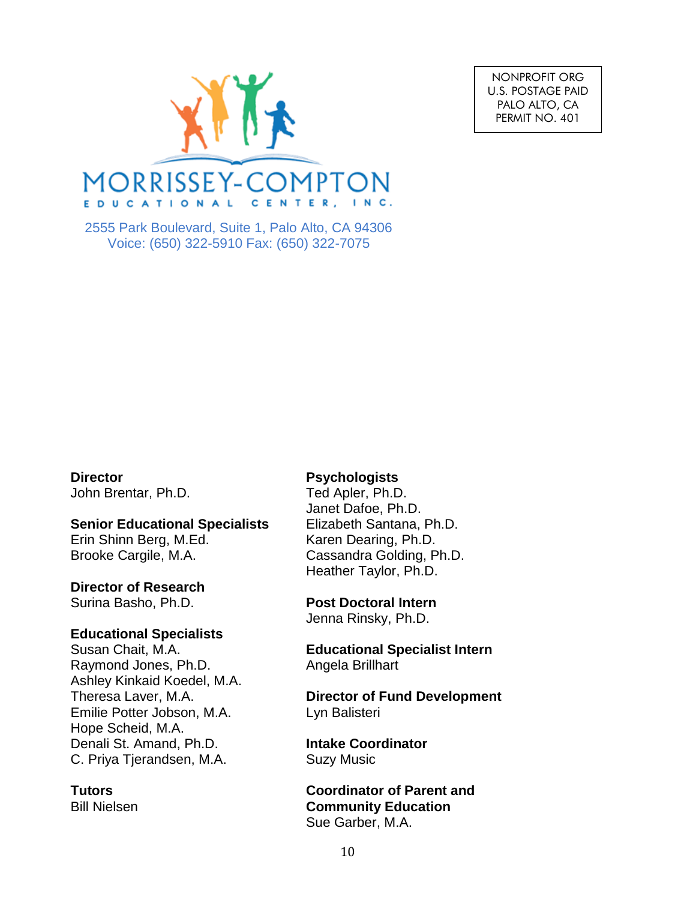MORRISSEY-COMPTON

EDUCATIONAL CENTER, INC.

2555 Park Boulevard, Suite 1, Palo Alto, CA 94306
Voice: (650) 322-5910 Fax: (650) 322-7075

NONPROFIT ORG
U.S. POSTAGE PAID
PALO ALTO, CA
PERMIT NO. 401

**Director**
John Brentar, Ph.D.

**Senior Educational Specialists**
Erin Shinn Berg, M.Ed.
Brooke Cargile, M.A.

**Director of Research**
Surina Basho, Ph.D.

**Educational Specialists**
Susan Chait, M.A.
Raymond Jones, Ph.D.
Ashley Kinkaid Koedel, M.A.
Theresa Laver, M.A.
Emilie Potter Jobson, M.A.
Hope Scheid, M.A.
Denali St. Amand, Ph.D.
C. Priya Tjerandsen, M.A.

**Tutors**
Bill Nielsen

**Psychologists**
Ted Apler, Ph.D.
Janet Dafoe, Ph.D.
Elizabeth Santana, Ph.D.
Karen Dearing, Ph.D.
Cassandra Golding, Ph.D.
Heather Taylor, Ph.D.

**Post Doctoral Intern**
Jenna Rinsky, Ph.D.

**Educational Specialist Intern**
Angela Brillhart

**Director of Fund Development**
Lyn Balisteri

**Intake Coordinator**
Suzy Music

**Coordinator of Parent and Community Education**
Sue Garber, M.A.